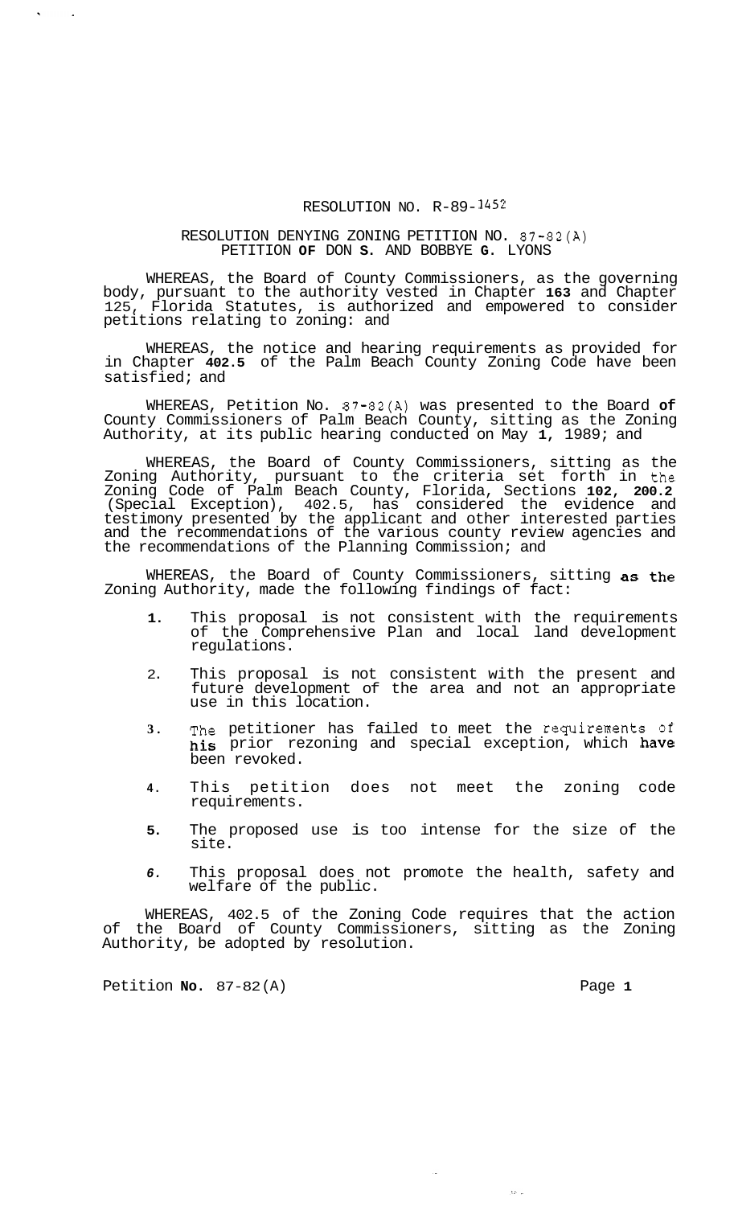# RESOLUTION NO. R-89-1452

## RESOLUTION DENYING ZONING PETITION NO. 87-82(A) PETITION OF DON S. AND BOBBYE G. LYONS

WHEREAS, the Board of County Commissioners, as the governing body, pursuant to the authority vested in Chapter 163 and Chapter 125, Florida Statutes, is authorized and empowered to consider petitions relating to zoning: and

WHEREAS, the notice and hearing requirements as provided for in Chapter 402.5 of the Palm Beach County Zoning Code have been satisfied; and

WHEREAS, Petition No. 87-82(A) was presented to the Board of County Commissioners of Palm Beach County, sitting as the Zoning Authority, at its public hearing conducted on May 1, 1989; and

WHEREAS, the Board of County Commissioners, sitting as the Zoning Authority, pursuant to the criteria set forth in the Zoning Code of Palm Beach County, Florida, Sections 102, 200.2 (Special Exception), 402.5, has considered the evidence and testimony presented by the applicant and other interested parties and the recommendations of the various county review agencies and the recommendations of the Planning Commission; and

WHEREAS, the Board of County Commissioners, sitting as the Zoning Authority, made the following findings of fact:

1. This proposal is not consistent with the requirements of the Comprehensive Plan and local land development regulations.
2. This proposal is not consistent with the present and future development of the area and not an appropriate use in this location.
3. The petitioner has failed to meet the requirements of his prior rezoning and special exception, which have been revoked.
4. This petition does not meet the zoning code requirements.
5. The proposed use is too intense for the size of the site.
6. This proposal does not promote the health, safety and welfare of the public.

WHEREAS, 402.5 of the Zoning Code requires that the action of the Board of County Commissioners, sitting as the Zoning Authority, be adopted by resolution.

Petition No. 87-82(A)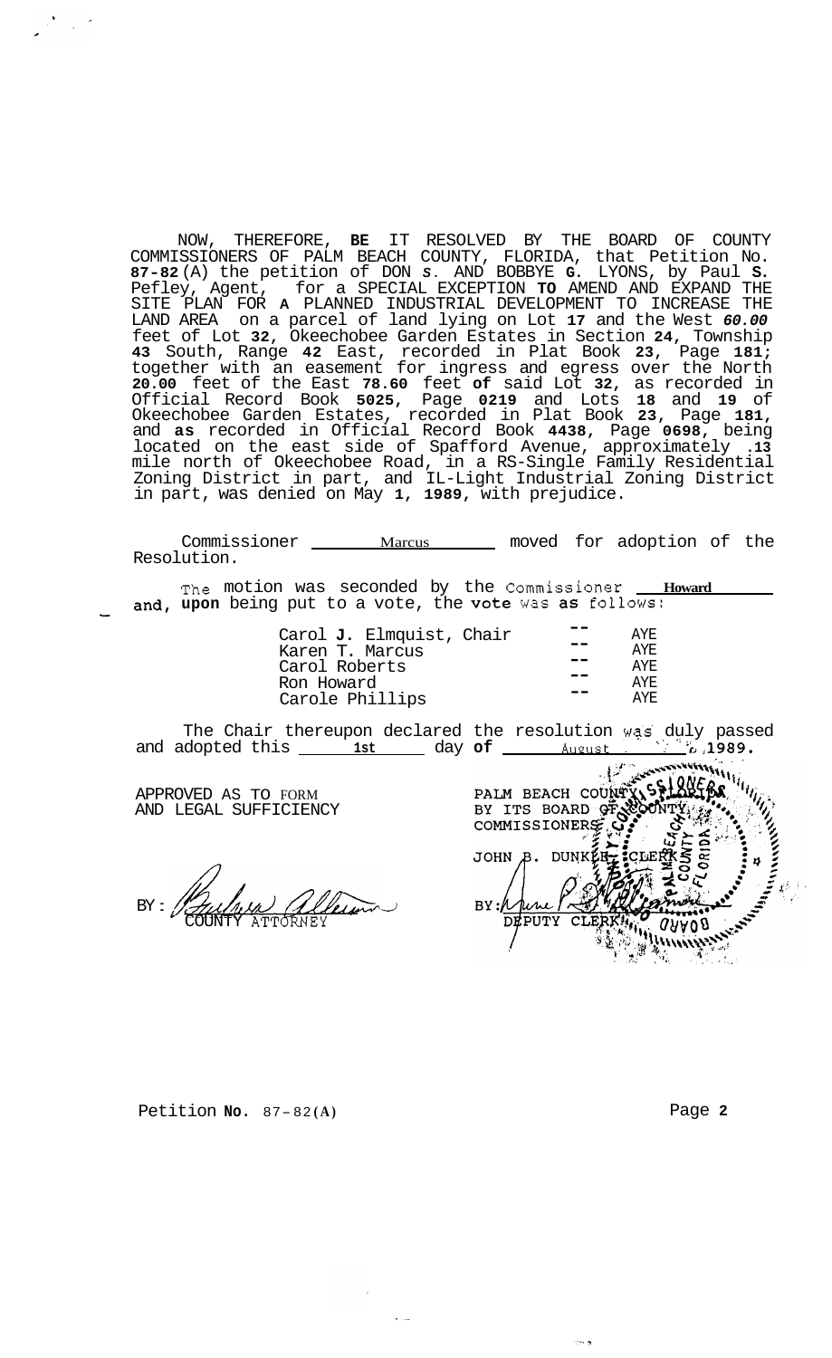NOW, THEREFORE, BE IT RESOLVED BY THE BOARD OF COUNTY COMMISSIONERS OF PALM BEACH COUNTY, FLORIDA, that Petition No. 87-82 (A) the petition of DON S. AND BOBBYE G. LYONS, by Paul S. Pefley, Agent, for a SPECIAL EXCEPTION TO AMEND AND EXPAND THE SITE PLAN FOR A PLANNED INDUSTRIAL DEVELOPMENT TO INCREASE THE LAND AREA on a parcel of land lying on Lot 17 and the West 60.00 feet of Lot 32, Okeechobee Garden Estates in Section 24, Township 43 South, Range 42 East, recorded in Plat Book 23, Page 181; together with an easement for ingress and egress over the North 20.00 feet of the East 78.60 feet of said Lot 32, as recorded in Official Record Book 5025, Page 0219 and Lots 18 and 19 of Okeechobee Garden Estates, recorded in Plat Book 23, Page 181, and as recorded in Official Record Book 4438, Page 0698, being located on the east side of Spafford Avenue, approximately .13 mile north of Okeechobee Road, in a RS-Single Family Residential Zoning District in part, and IL-Light Industrial Zoning District in part, was denied on May 1, 1989, with prejudice.

Commissioner Marcus moved for adoption of the Resolution.

The motion was seconded by the Commissioner Howard and, upon being put to a vote, the vote was as follows:

| | | |
|---|---|---|
| Carol J. Elmquist, Chair | -- | AYE |
| Karen T. Marcus | -- | AYE |
| Carol Roberts | -- | AYE |
| Ron Howard | -- | AYE |
| Carole Phillips | -- | AYE |

The Chair thereupon declared the resolution was duly passed and adopted this 1st day of August, 1989.

APPROVED AS TO FORM AND LEGAL SUFFICIENCY

BY: COUNTY ATTORNEY

PALM BEACH COUNTY, FLORIDA
BY ITS BOARD OF COUNTY COMMISSIONERS

JOHN B. DUNKLE, CLERK

BY: DEPUTY CLERK

Petition No. 87-82(A)